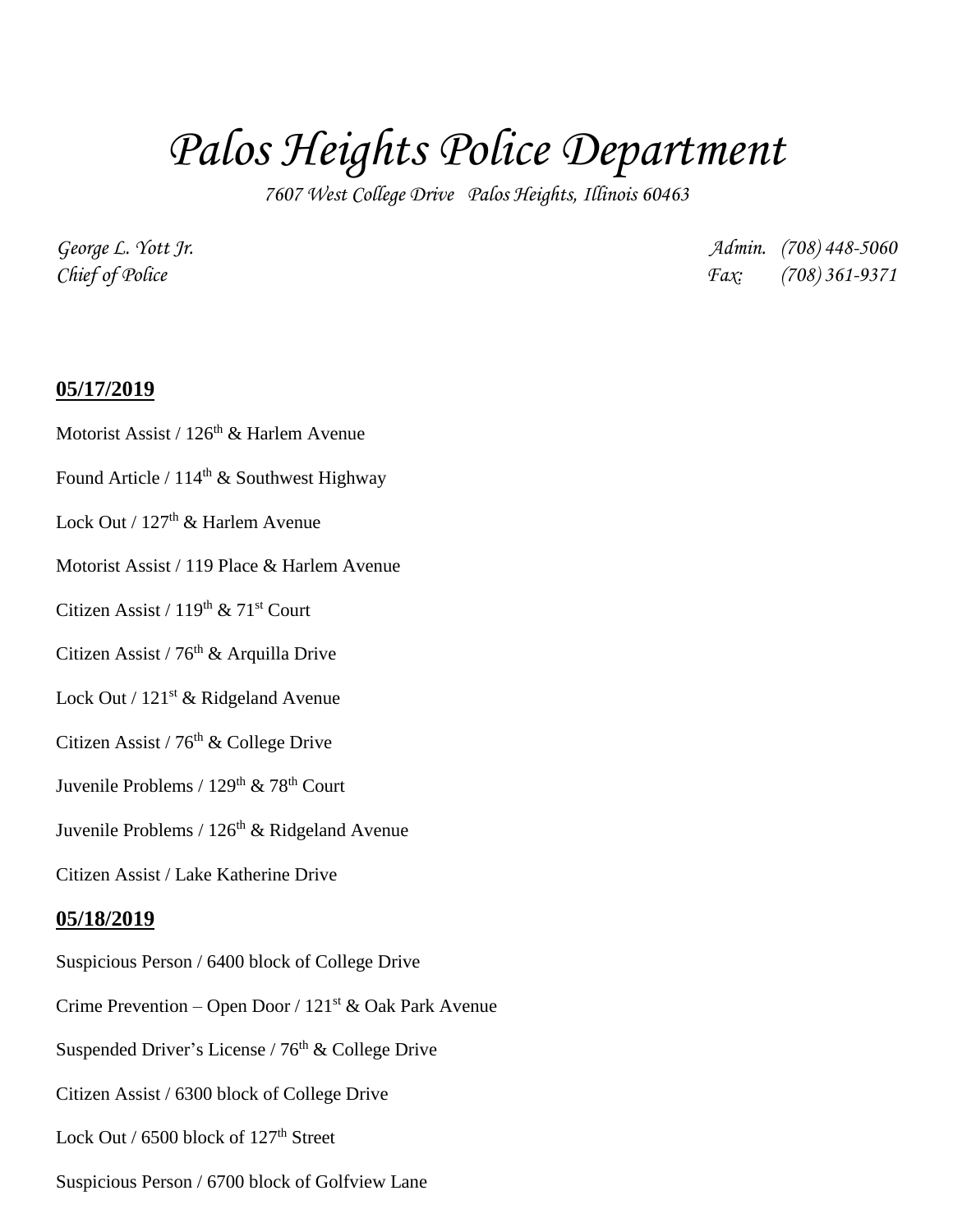# *Palos Heights Police Department*

*7607 West College Drive Palos Heights, Illinois 60463*

*George L. Yott Jr.* — *Admin. (708) 448-5060*
*Chief of Police* — *Fax: (708) 361-9371*

**05/17/2019**

Motorist Assist / 126th & Harlem Avenue

Found Article / 114th & Southwest Highway

Lock Out / 127th & Harlem Avenue

Motorist Assist / 119 Place & Harlem Avenue

Citizen Assist / 119th & 71st Court

Citizen Assist / 76th & Arquilla Drive

Lock Out / 121st & Ridgeland Avenue

Citizen Assist / 76th & College Drive

Juvenile Problems / 129th & 78th Court

Juvenile Problems / 126th & Ridgeland Avenue

Citizen Assist / Lake Katherine Drive

**05/18/2019**

Suspicious Person / 6400 block of College Drive

Crime Prevention – Open Door / 121st & Oak Park Avenue

Suspended Driver's License / 76th & College Drive

Citizen Assist / 6300 block of College Drive

Lock Out / 6500 block of 127th Street

Suspicious Person / 6700 block of Golfview Lane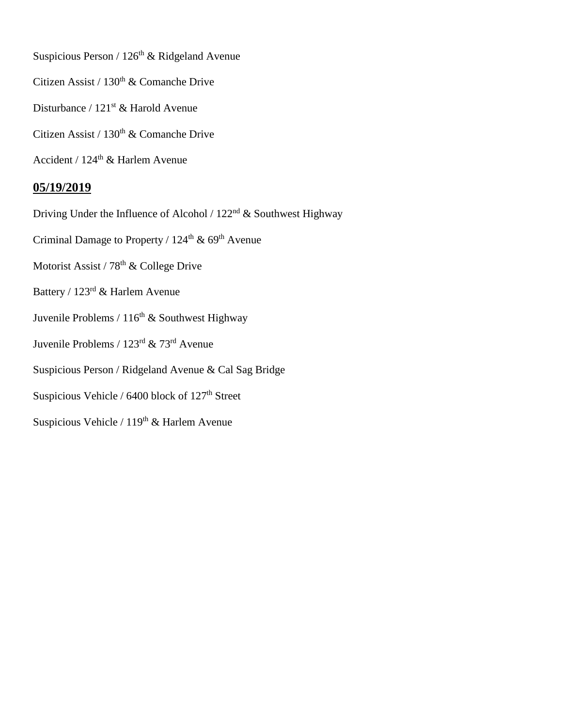Suspicious Person / 126th & Ridgeland Avenue

Citizen Assist / 130th & Comanche Drive

Disturbance / 121st & Harold Avenue

Citizen Assist / 130th & Comanche Drive

Accident / 124th & Harlem Avenue

## **05/19/2019**

Driving Under the Influence of Alcohol / 122nd & Southwest Highway

Criminal Damage to Property / 124th & 69th Avenue

Motorist Assist / 78th & College Drive

Battery / 123rd & Harlem Avenue

Juvenile Problems / 116th & Southwest Highway

Juvenile Problems / 123rd & 73rd Avenue

Suspicious Person / Ridgeland Avenue & Cal Sag Bridge

Suspicious Vehicle / 6400 block of 127th Street

Suspicious Vehicle / 119th & Harlem Avenue